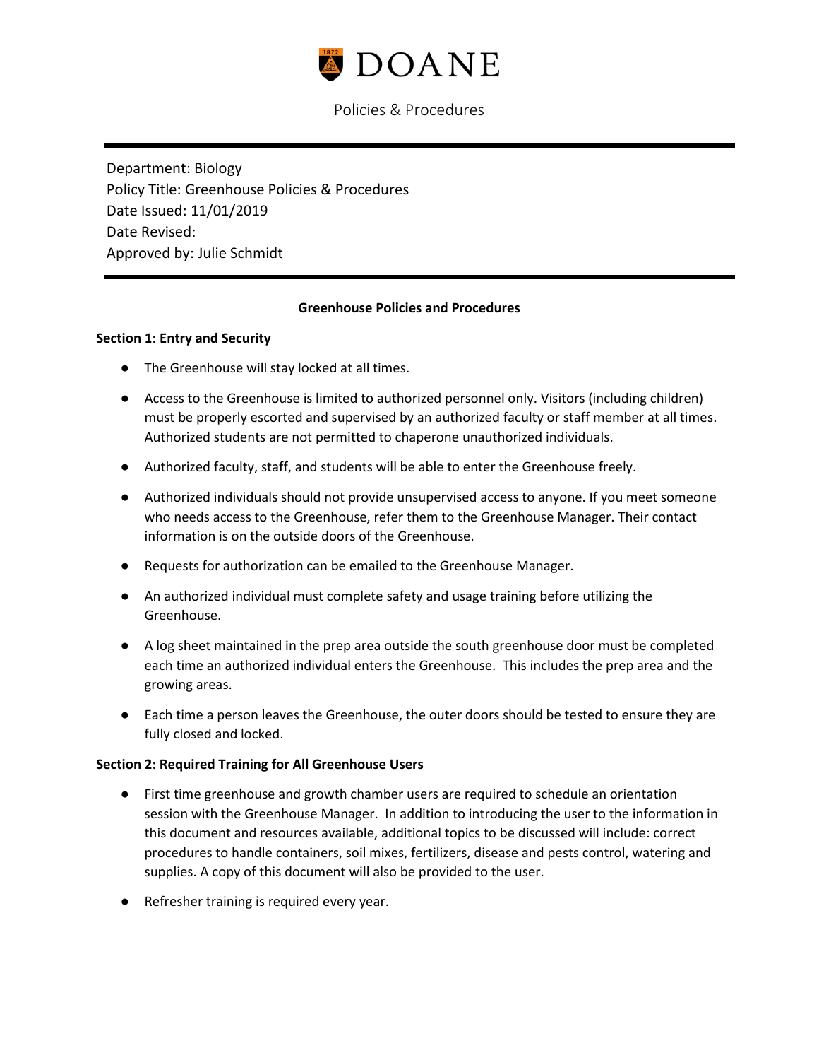# DOANE

Policies & Procedures

---

Department: Biology
Policy Title: Greenhouse Policies & Procedures
Date Issued: 11/01/2019
Date Revised:
Approved by: Julie Schmidt

---

## Greenhouse Policies and Procedures

### Section 1: Entry and Security

- The Greenhouse will stay locked at all times.
- Access to the Greenhouse is limited to authorized personnel only. Visitors (including children) must be properly escorted and supervised by an authorized faculty or staff member at all times. Authorized students are not permitted to chaperone unauthorized individuals.
- Authorized faculty, staff, and students will be able to enter the Greenhouse freely.
- Authorized individuals should not provide unsupervised access to anyone. If you meet someone who needs access to the Greenhouse, refer them to the Greenhouse Manager. Their contact information is on the outside doors of the Greenhouse.
- Requests for authorization can be emailed to the Greenhouse Manager.
- An authorized individual must complete safety and usage training before utilizing the Greenhouse.
- A log sheet maintained in the prep area outside the south greenhouse door must be completed each time an authorized individual enters the Greenhouse. This includes the prep area and the growing areas.
- Each time a person leaves the Greenhouse, the outer doors should be tested to ensure they are fully closed and locked.

### Section 2: Required Training for All Greenhouse Users

- First time greenhouse and growth chamber users are required to schedule an orientation session with the Greenhouse Manager. In addition to introducing the user to the information in this document and resources available, additional topics to be discussed will include: correct procedures to handle containers, soil mixes, fertilizers, disease and pests control, watering and supplies. A copy of this document will also be provided to the user.
- Refresher training is required every year.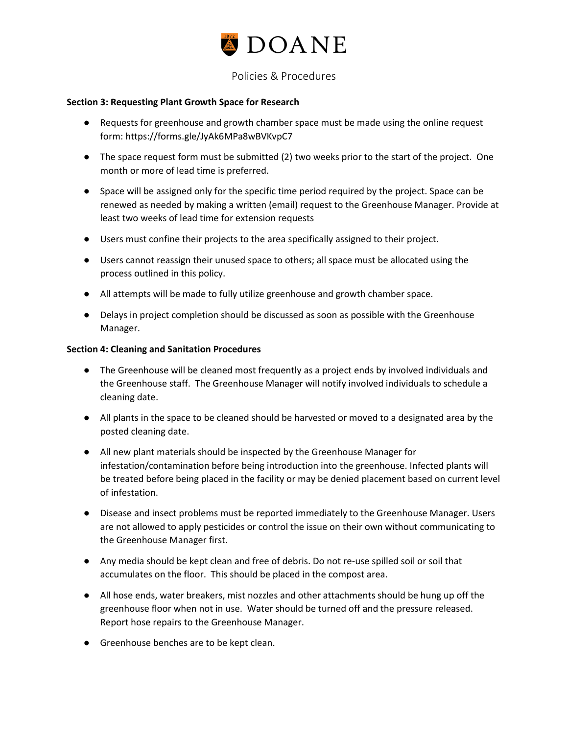## Section 3: Requesting Plant Growth Space for Research

- Requests for greenhouse and growth chamber space must be made using the online request form: https://forms.gle/JyAk6MPa8wBVKvpC7
- The space request form must be submitted (2) two weeks prior to the start of the project. One month or more of lead time is preferred.
- Space will be assigned only for the specific time period required by the project. Space can be renewed as needed by making a written (email) request to the Greenhouse Manager. Provide at least two weeks of lead time for extension requests
- Users must confine their projects to the area specifically assigned to their project.
- Users cannot reassign their unused space to others; all space must be allocated using the process outlined in this policy.
- All attempts will be made to fully utilize greenhouse and growth chamber space.
- Delays in project completion should be discussed as soon as possible with the Greenhouse Manager.

## Section 4: Cleaning and Sanitation Procedures

- The Greenhouse will be cleaned most frequently as a project ends by involved individuals and the Greenhouse staff. The Greenhouse Manager will notify involved individuals to schedule a cleaning date.
- All plants in the space to be cleaned should be harvested or moved to a designated area by the posted cleaning date.
- All new plant materials should be inspected by the Greenhouse Manager for infestation/contamination before being introduction into the greenhouse. Infected plants will be treated before being placed in the facility or may be denied placement based on current level of infestation.
- Disease and insect problems must be reported immediately to the Greenhouse Manager. Users are not allowed to apply pesticides or control the issue on their own without communicating to the Greenhouse Manager first.
- Any media should be kept clean and free of debris. Do not re-use spilled soil or soil that accumulates on the floor. This should be placed in the compost area.
- All hose ends, water breakers, mist nozzles and other attachments should be hung up off the greenhouse floor when not in use. Water should be turned off and the pressure released. Report hose repairs to the Greenhouse Manager.
- Greenhouse benches are to be kept clean.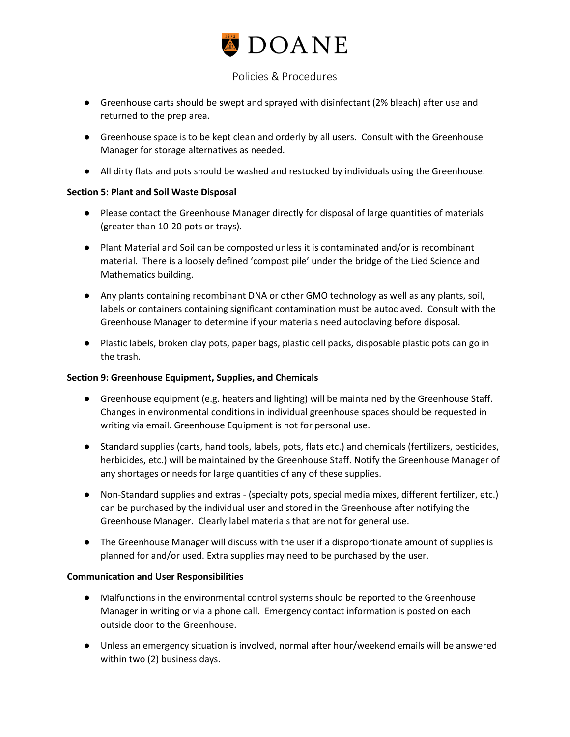- Greenhouse carts should be swept and sprayed with disinfectant (2% bleach) after use and returned to the prep area.
- Greenhouse space is to be kept clean and orderly by all users. Consult with the Greenhouse Manager for storage alternatives as needed.
- All dirty flats and pots should be washed and restocked by individuals using the Greenhouse.

**Section 5: Plant and Soil Waste Disposal**

- Please contact the Greenhouse Manager directly for disposal of large quantities of materials (greater than 10-20 pots or trays).
- Plant Material and Soil can be composted unless it is contaminated and/or is recombinant material. There is a loosely defined 'compost pile' under the bridge of the Lied Science and Mathematics building.
- Any plants containing recombinant DNA or other GMO technology as well as any plants, soil, labels or containers containing significant contamination must be autoclaved. Consult with the Greenhouse Manager to determine if your materials need autoclaving before disposal.
- Plastic labels, broken clay pots, paper bags, plastic cell packs, disposable plastic pots can go in the trash.

**Section 9: Greenhouse Equipment, Supplies, and Chemicals**

- Greenhouse equipment (e.g. heaters and lighting) will be maintained by the Greenhouse Staff. Changes in environmental conditions in individual greenhouse spaces should be requested in writing via email. Greenhouse Equipment is not for personal use.
- Standard supplies (carts, hand tools, labels, pots, flats etc.) and chemicals (fertilizers, pesticides, herbicides, etc.) will be maintained by the Greenhouse Staff. Notify the Greenhouse Manager of any shortages or needs for large quantities of any of these supplies.
- Non-Standard supplies and extras - (specialty pots, special media mixes, different fertilizer, etc.) can be purchased by the individual user and stored in the Greenhouse after notifying the Greenhouse Manager. Clearly label materials that are not for general use.
- The Greenhouse Manager will discuss with the user if a disproportionate amount of supplies is planned for and/or used. Extra supplies may need to be purchased by the user.

**Communication and User Responsibilities**

- Malfunctions in the environmental control systems should be reported to the Greenhouse Manager in writing or via a phone call. Emergency contact information is posted on each outside door to the Greenhouse.
- Unless an emergency situation is involved, normal after hour/weekend emails will be answered within two (2) business days.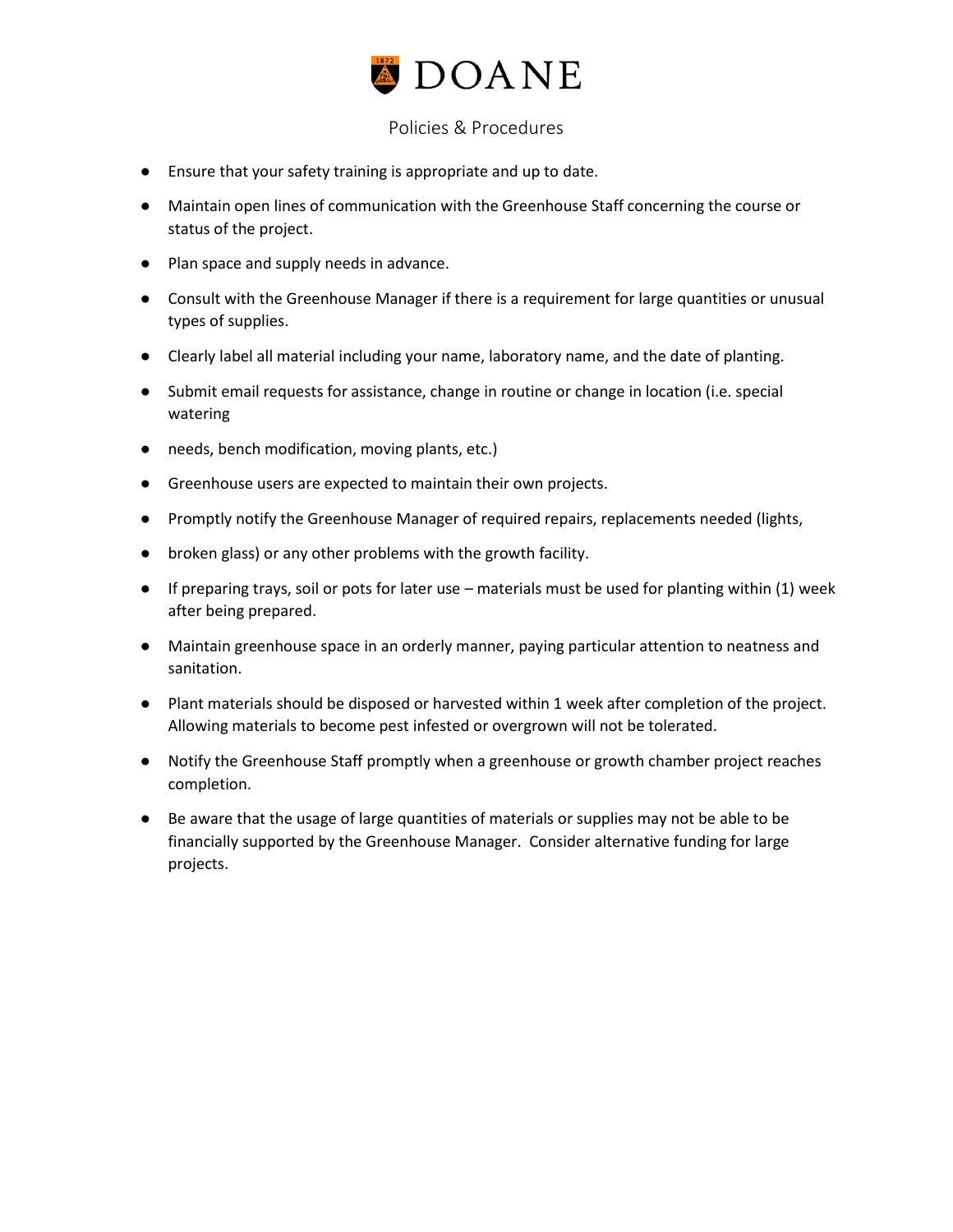# DOANE

Policies & Procedures

- Ensure that your safety training is appropriate and up to date.
- Maintain open lines of communication with the Greenhouse Staff concerning the course or status of the project.
- Plan space and supply needs in advance.
- Consult with the Greenhouse Manager if there is a requirement for large quantities or unusual types of supplies.
- Clearly label all material including your name, laboratory name, and the date of planting.
- Submit email requests for assistance, change in routine or change in location (i.e. special watering
- needs, bench modification, moving plants, etc.)
- Greenhouse users are expected to maintain their own projects.
- Promptly notify the Greenhouse Manager of required repairs, replacements needed (lights,
- broken glass) or any other problems with the growth facility.
- If preparing trays, soil or pots for later use – materials must be used for planting within (1) week after being prepared.
- Maintain greenhouse space in an orderly manner, paying particular attention to neatness and sanitation.
- Plant materials should be disposed or harvested within 1 week after completion of the project. Allowing materials to become pest infested or overgrown will not be tolerated.
- Notify the Greenhouse Staff promptly when a greenhouse or growth chamber project reaches completion.
- Be aware that the usage of large quantities of materials or supplies may not be able to be financially supported by the Greenhouse Manager. Consider alternative funding for large projects.